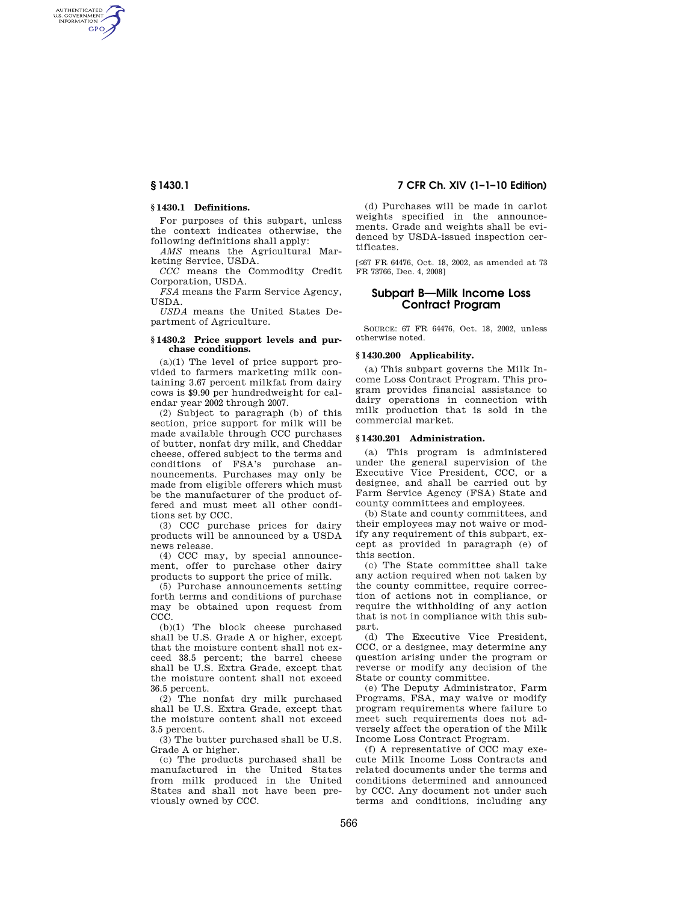### § 1430.1 Definitions.

For purposes of this subpart, unless the context indicates otherwise, the following definitions shall apply:

*AMS* means the Agricultural Marketing Service, USDA.

*CCC* means the Commodity Credit Corporation, USDA.

*FSA* means the Farm Service Agency, USDA.

*USDA* means the United States Department of Agriculture.

### § 1430.2 Price support levels and purchase conditions.

(a)(1) The level of price support provided to farmers marketing milk containing 3.67 percent milkfat from dairy cows is $9.90 per hundredweight for calendar year 2002 through 2007.

(2) Subject to paragraph (b) of this section, price support for milk will be made available through CCC purchases of butter, nonfat dry milk, and Cheddar cheese, offered subject to the terms and conditions of FSA's purchase announcements. Purchases may only be made from eligible offerers which must be the manufacturer of the product offered and must meet all other conditions set by CCC.

(3) CCC purchase prices for dairy products will be announced by a USDA news release.

(4) CCC may, by special announcement, offer to purchase other dairy products to support the price of milk.

(5) Purchase announcements setting forth terms and conditions of purchase may be obtained upon request from CCC.

(b)(1) The block cheese purchased shall be U.S. Grade A or higher, except that the moisture content shall not exceed 38.5 percent; the barrel cheese shall be U.S. Extra Grade, except that the moisture content shall not exceed 36.5 percent.

(2) The nonfat dry milk purchased shall be U.S. Extra Grade, except that the moisture content shall not exceed 3.5 percent.

(3) The butter purchased shall be U.S. Grade A or higher.

(c) The products purchased shall be manufactured in the United States from milk produced in the United States and shall not have been previously owned by CCC.

(d) Purchases will be made in carlot weights specified in the announcements. Grade and weights shall be evidenced by USDA-issued inspection certificates.

[≤67 FR 64476, Oct. 18, 2002, as amended at 73 FR 73766, Dec. 4, 2008]

## Subpart B—Milk Income Loss Contract Program

SOURCE: 67 FR 64476, Oct. 18, 2002, unless otherwise noted.

### § 1430.200 Applicability.

(a) This subpart governs the Milk Income Loss Contract Program. This program provides financial assistance to dairy operations in connection with milk production that is sold in the commercial market.

### § 1430.201 Administration.

(a) This program is administered under the general supervision of the Executive Vice President, CCC, or a designee, and shall be carried out by Farm Service Agency (FSA) State and county committees and employees.

(b) State and county committees, and their employees may not waive or modify any requirement of this subpart, except as provided in paragraph (e) of this section.

(c) The State committee shall take any action required when not taken by the county committee, require correction of actions not in compliance, or require the withholding of any action that is not in compliance with this subpart.

(d) The Executive Vice President, CCC, or a designee, may determine any question arising under the program or reverse or modify any decision of the State or county committee.

(e) The Deputy Administrator, Farm Programs, FSA, may waive or modify program requirements where failure to meet such requirements does not adversely affect the operation of the Milk Income Loss Contract Program.

(f) A representative of CCC may execute Milk Income Loss Contracts and related documents under the terms and conditions determined and announced by CCC. Any document not under such terms and conditions, including any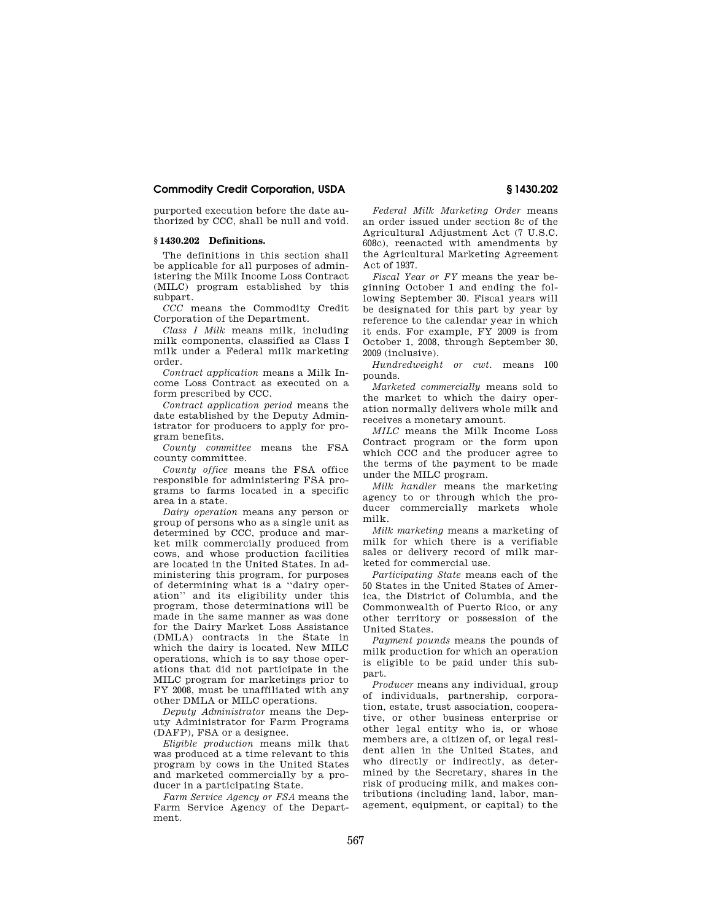purported execution before the date authorized by CCC, shall be null and void.

## § 1430.202 Definitions.

The definitions in this section shall be applicable for all purposes of administering the Milk Income Loss Contract (MILC) program established by this subpart.

*CCC* means the Commodity Credit Corporation of the Department.

*Class I Milk* means milk, including milk components, classified as Class I milk under a Federal milk marketing order.

*Contract application* means a Milk Income Loss Contract as executed on a form prescribed by CCC.

*Contract application period* means the date established by the Deputy Administrator for producers to apply for program benefits.

*County committee* means the FSA county committee.

*County office* means the FSA office responsible for administering FSA programs to farms located in a specific area in a state.

*Dairy operation* means any person or group of persons who as a single unit as determined by CCC, produce and market milk commercially produced from cows, and whose production facilities are located in the United States. In administering this program, for purposes of determining what is a ''dairy operation'' and its eligibility under this program, those determinations will be made in the same manner as was done for the Dairy Market Loss Assistance (DMLA) contracts in the State in which the dairy is located. New MILC operations, which is to say those operations that did not participate in the MILC program for marketings prior to FY 2008, must be unaffiliated with any other DMLA or MILC operations.

*Deputy Administrator* means the Deputy Administrator for Farm Programs (DAFP), FSA or a designee.

*Eligible production* means milk that was produced at a time relevant to this program by cows in the United States and marketed commercially by a producer in a participating State.

*Farm Service Agency or FSA* means the Farm Service Agency of the Department.

*Federal Milk Marketing Order* means an order issued under section 8c of the Agricultural Adjustment Act (7 U.S.C. 608c), reenacted with amendments by the Agricultural Marketing Agreement Act of 1937.

*Fiscal Year or FY* means the year beginning October 1 and ending the following September 30. Fiscal years will be designated for this part by year by reference to the calendar year in which it ends. For example, FY 2009 is from October 1, 2008, through September 30, 2009 (inclusive).

*Hundredweight or cwt.* means 100 pounds.

*Marketed commercially* means sold to the market to which the dairy operation normally delivers whole milk and receives a monetary amount.

*MILC* means the Milk Income Loss Contract program or the form upon which CCC and the producer agree to the terms of the payment to be made under the MILC program.

*Milk handler* means the marketing agency to or through which the producer commercially markets whole milk.

*Milk marketing* means a marketing of milk for which there is a verifiable sales or delivery record of milk marketed for commercial use.

*Participating State* means each of the 50 States in the United States of America, the District of Columbia, and the Commonwealth of Puerto Rico, or any other territory or possession of the United States.

*Payment pounds* means the pounds of milk production for which an operation is eligible to be paid under this subpart.

*Producer* means any individual, group of individuals, partnership, corporation, estate, trust association, cooperative, or other business enterprise or other legal entity who is, or whose members are, a citizen of, or legal resident alien in the United States, and who directly or indirectly, as determined by the Secretary, shares in the risk of producing milk, and makes contributions (including land, labor, management, equipment, or capital) to the